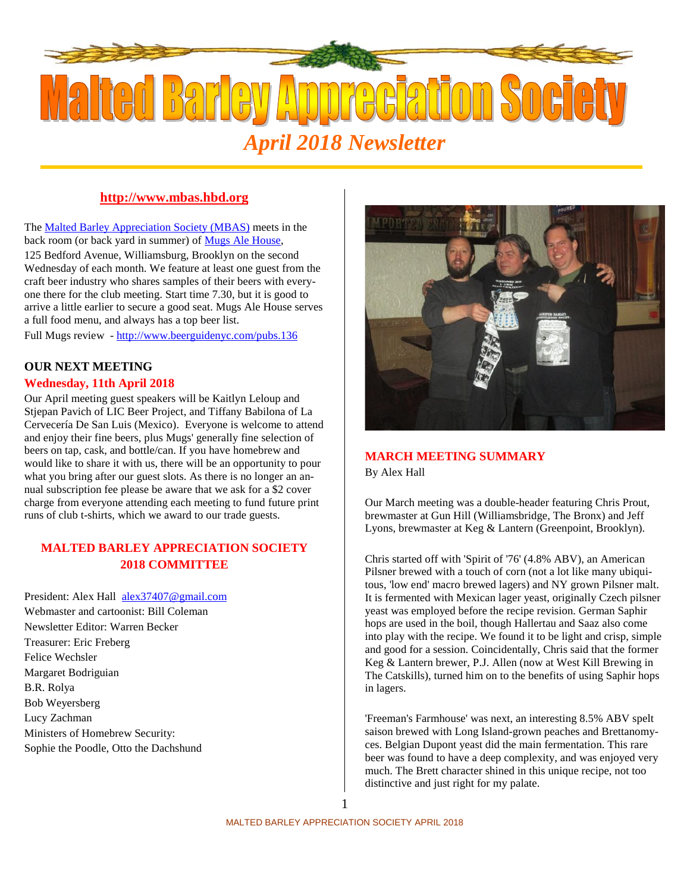# Malted Barley Appreciation Society

## *April 2018 Newsletter*

**http://www.mbas.hbd.org**

The Malted Barley Appreciation Society (MBAS) meets in the back room (or back yard in summer) of Mugs Ale House, 125 Bedford Avenue, Williamsburg, Brooklyn on the second Wednesday of each month. We feature at least one guest from the craft beer industry who shares samples of their beers with everyone there for the club meeting. Start time 7.30, but it is good to arrive a little earlier to secure a good seat. Mugs Ale House serves a full food menu, and always has a top beer list.

Full Mugs review - http://www.beerguidenyc.com/pubs.136

### OUR NEXT MEETING

**Wednesday, 11th April 2018**

Our April meeting guest speakers will be Kaitlyn Leloup and Stjepan Pavich of LIC Beer Project, and Tiffany Babilona of La Cervecería De San Luis (Mexico). Everyone is welcome to attend and enjoy their fine beers, plus Mugs' generally fine selection of beers on tap, cask, and bottle/can. If you have homebrew and would like to share it with us, there will be an opportunity to pour what you bring after our guest slots. As there is no longer an annual subscription fee please be aware that we ask for a $2 cover charge from everyone attending each meeting to fund future print runs of club t-shirts, which we award to our trade guests.

### MALTED BARLEY APPRECIATION SOCIETY 2018 COMMITTEE

President: Alex Hall alex37407@gmail.com
Webmaster and cartoonist: Bill Coleman
Newsletter Editor: Warren Becker
Treasurer: Eric Freberg
Felice Wechsler
Margaret Bodriguian
B.R. Rolya
Bob Weyersberg
Lucy Zachman
Ministers of Homebrew Security:
Sophie the Poodle, Otto the Dachshund

### MARCH MEETING SUMMARY

By Alex Hall

Our March meeting was a double-header featuring Chris Prout, brewmaster at Gun Hill (Williamsbridge, The Bronx) and Jeff Lyons, brewmaster at Keg & Lantern (Greenpoint, Brooklyn).

Chris started off with 'Spirit of '76' (4.8% ABV), an American Pilsner brewed with a touch of corn (not a lot like many ubiquitous, 'low end' macro brewed lagers) and NY grown Pilsner malt. It is fermented with Mexican lager yeast, originally Czech pilsner yeast was employed before the recipe revision. German Saphir hops are used in the boil, though Hallertau and Saaz also come into play with the recipe. We found it to be light and crisp, simple and good for a session. Coincidentally, Chris said that the former Keg & Lantern brewer, P.J. Allen (now at West Kill Brewing in The Catskills), turned him on to the benefits of using Saphir hops in lagers.

'Freeman's Farmhouse' was next, an interesting 8.5% ABV spelt saison brewed with Long Island-grown peaches and Brettanomyces. Belgian Dupont yeast did the main fermentation. This rare beer was found to have a deep complexity, and was enjoyed very much. The Brett character shined in this unique recipe, not too distinctive and just right for my palate.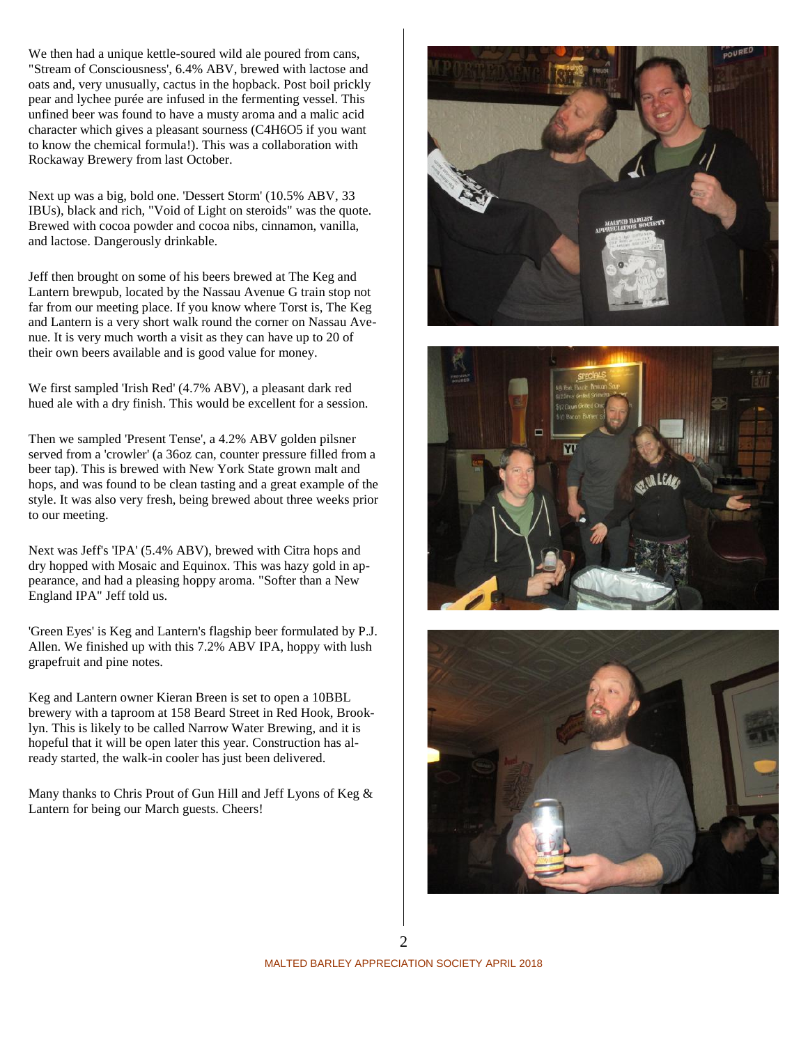We then had a unique kettle-soured wild ale poured from cans, "Stream of Consciousness', 6.4% ABV, brewed with lactose and oats and, very unusually, cactus in the hopback. Post boil prickly pear and lychee purée are infused in the fermenting vessel. This unfined beer was found to have a musty aroma and a malic acid character which gives a pleasant sourness ($C_4H_6O_5$ if you want to know the chemical formula!). This was a collaboration with Rockaway Brewery from last October.

Next up was a big, bold one. 'Dessert Storm' (10.5% ABV, 33 IBUs), black and rich, "Void of Light on steroids" was the quote. Brewed with cocoa powder and cocoa nibs, cinnamon, vanilla, and lactose. Dangerously drinkable.

Jeff then brought on some of his beers brewed at The Keg and Lantern brewpub, located by the Nassau Avenue G train stop not far from our meeting place. If you know where Torst is, The Keg and Lantern is a very short walk round the corner on Nassau Avenue. It is very much worth a visit as they can have up to 20 of their own beers available and is good value for money.

We first sampled 'Irish Red' (4.7% ABV), a pleasant dark red hued ale with a dry finish. This would be excellent for a session.

Then we sampled 'Present Tense', a 4.2% ABV golden pilsner served from a 'crowler' (a 36oz can, counter pressure filled from a beer tap). This is brewed with New York State grown malt and hops, and was found to be clean tasting and a great example of the style. It was also very fresh, being brewed about three weeks prior to our meeting.

Next was Jeff's 'IPA' (5.4% ABV), brewed with Citra hops and dry hopped with Mosaic and Equinox. This was hazy gold in appearance, and had a pleasing hoppy aroma. "Softer than a New England IPA" Jeff told us.

'Green Eyes' is Keg and Lantern's flagship beer formulated by P.J. Allen. We finished up with this 7.2% ABV IPA, hoppy with lush grapefruit and pine notes.

Keg and Lantern owner Kieran Breen is set to open a 10BBL brewery with a taproom at 158 Beard Street in Red Hook, Brooklyn. This is likely to be called Narrow Water Brewing, and it is hopeful that it will be open later this year. Construction has already started, the walk-in cooler has just been delivered.

Many thanks to Chris Prout of Gun Hill and Jeff Lyons of Keg & Lantern for being our March guests. Cheers!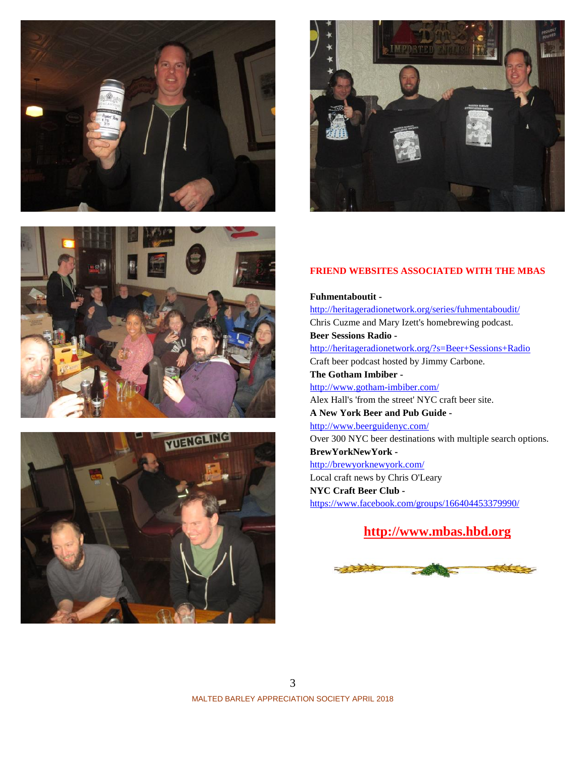## FRIEND WEBSITES ASSOCIATED WITH THE MBAS

**Fuhmentaboutit -**
http://heritageradionetwork.org/series/fuhmentaboudit/
Chris Cuzme and Mary Izett's homebrewing podcast.

**Beer Sessions Radio -**
http://heritageradionetwork.org/?s=Beer+Sessions+Radio
Craft beer podcast hosted by Jimmy Carbone.

**The Gotham Imbiber -**
http://www.gotham-imbiber.com/
Alex Hall's 'from the street' NYC craft beer site.

**A New York Beer and Pub Guide -**
http://www.beerguidenyc.com/
Over 300 NYC beer destinations with multiple search options.

**BrewYorkNewYork -**
http://brewyorknewyork.com/
Local craft news by Chris O'Leary

**NYC Craft Beer Club -**
https://www.facebook.com/groups/166404453379990/

**http://www.mbas.hbd.org**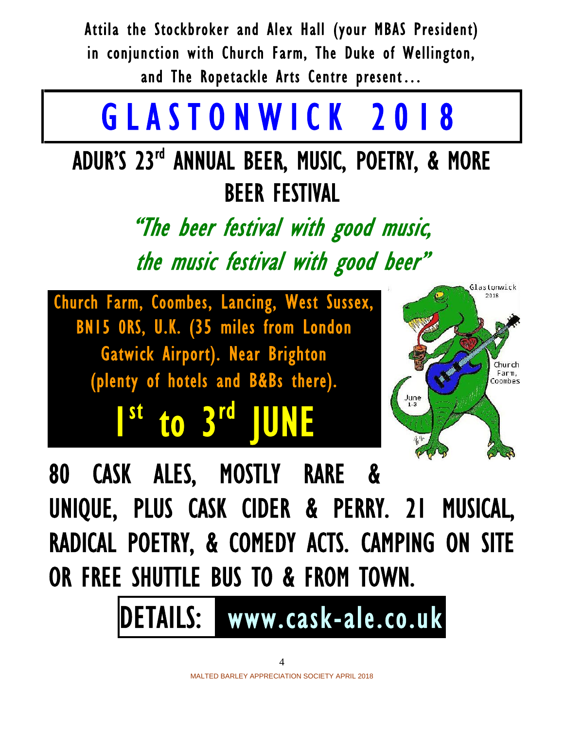Attila the Stockbroker and Alex Hall (your MBAS President) in conjunction with Church Farm, The Duke of Wellington, and The Ropetackle Arts Centre present...

# GLASTONWICK 2018

## ADUR'S 23rd ANNUAL BEER, MUSIC, POETRY, & MORE BEER FESTIVAL

*"The beer festival with good music, the music festival with good beer"*

Church Farm, Coombes, Lancing, West Sussex, BN15 0RS, U.K. (35 miles from London Gatwick Airport). Near Brighton (plenty of hotels and B&Bs there).

## 1st to 3rd JUNE

Glastonwick 2018

Church Farm, Coombes

June 1-3

**80 CASK ALES, MOSTLY RARE & UNIQUE, PLUS CASK CIDER & PERRY. 21 MUSICAL, RADICAL POETRY, & COMEDY ACTS. CAMPING ON SITE OR FREE SHUTTLE BUS TO & FROM TOWN.**

**DETAILS: www.cask-ale.co.uk**